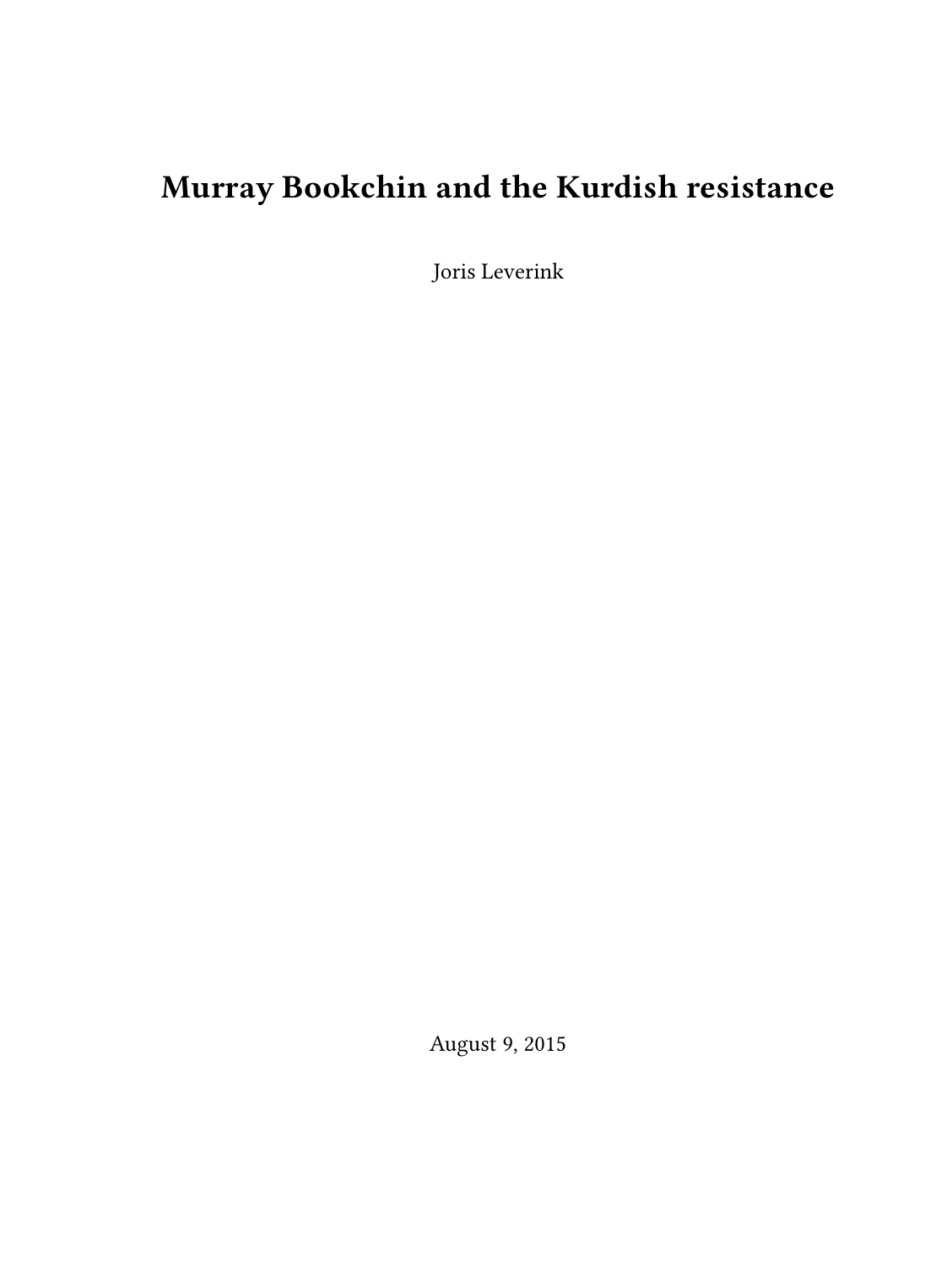# Murray Bookchin and the Kurdish resistance

Joris Leverink

August 9, 2015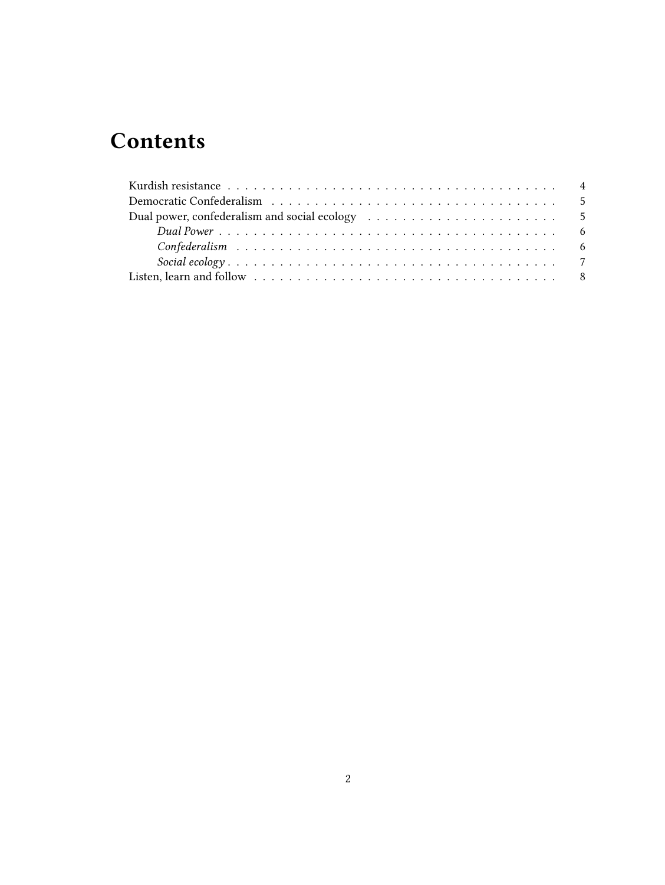# Contents

- Kurdish resistance ..... 4
- Democratic Confederalism ..... 5
- Dual power, confederalism and social ecology ..... 5
  - *Dual Power* ..... 6
  - *Confederalism* ..... 6
  - *Social ecology* ..... 7
- Listen, learn and follow ..... 8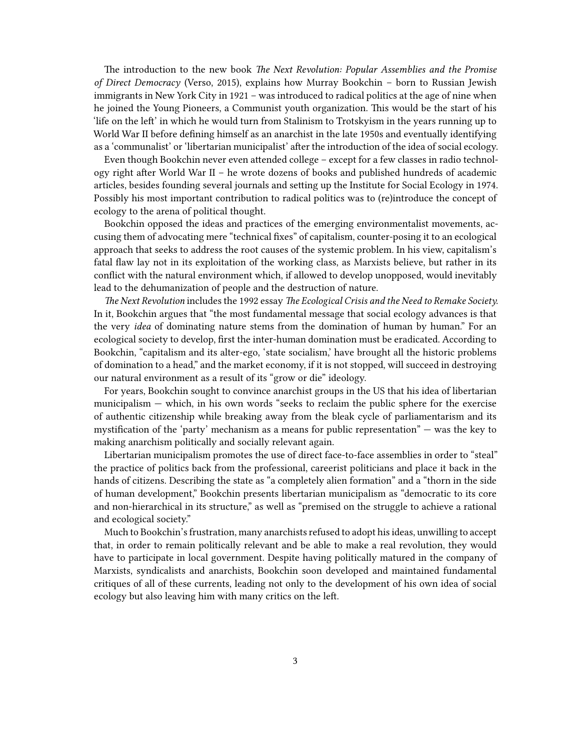The introduction to the new book *The Next Revolution: Popular Assemblies and the Promise of Direct Democracy* (Verso, 2015), explains how Murray Bookchin – born to Russian Jewish immigrants in New York City in 1921 – was introduced to radical politics at the age of nine when he joined the Young Pioneers, a Communist youth organization. This would be the start of his 'life on the left' in which he would turn from Stalinism to Trotskyism in the years running up to World War II before defining himself as an anarchist in the late 1950s and eventually identifying as a 'communalist' or 'libertarian municipalist' after the introduction of the idea of social ecology.

Even though Bookchin never even attended college – except for a few classes in radio technology right after World War II – he wrote dozens of books and published hundreds of academic articles, besides founding several journals and setting up the Institute for Social Ecology in 1974. Possibly his most important contribution to radical politics was to (re)introduce the concept of ecology to the arena of political thought.

Bookchin opposed the ideas and practices of the emerging environmentalist movements, accusing them of advocating mere "technical fixes" of capitalism, counter-posing it to an ecological approach that seeks to address the root causes of the systemic problem. In his view, capitalism's fatal flaw lay not in its exploitation of the working class, as Marxists believe, but rather in its conflict with the natural environment which, if allowed to develop unopposed, would inevitably lead to the dehumanization of people and the destruction of nature.

*The Next Revolution* includes the 1992 essay *The Ecological Crisis and the Need to Remake Society.* In it, Bookchin argues that "the most fundamental message that social ecology advances is that the very *idea* of dominating nature stems from the domination of human by human." For an ecological society to develop, first the inter-human domination must be eradicated. According to Bookchin, "capitalism and its alter-ego, 'state socialism,' have brought all the historic problems of domination to a head," and the market economy, if it is not stopped, will succeed in destroying our natural environment as a result of its "grow or die" ideology.

For years, Bookchin sought to convince anarchist groups in the US that his idea of libertarian municipalism — which, in his own words "seeks to reclaim the public sphere for the exercise of authentic citizenship while breaking away from the bleak cycle of parliamentarism and its mystification of the 'party' mechanism as a means for public representation" — was the key to making anarchism politically and socially relevant again.

Libertarian municipalism promotes the use of direct face-to-face assemblies in order to "steal" the practice of politics back from the professional, careerist politicians and place it back in the hands of citizens. Describing the state as "a completely alien formation" and a "thorn in the side of human development," Bookchin presents libertarian municipalism as "democratic to its core and non-hierarchical in its structure," as well as "premised on the struggle to achieve a rational and ecological society."

Much to Bookchin's frustration, many anarchists refused to adopt his ideas, unwilling to accept that, in order to remain politically relevant and be able to make a real revolution, they would have to participate in local government. Despite having politically matured in the company of Marxists, syndicalists and anarchists, Bookchin soon developed and maintained fundamental critiques of all of these currents, leading not only to the development of his own idea of social ecology but also leaving him with many critics on the left.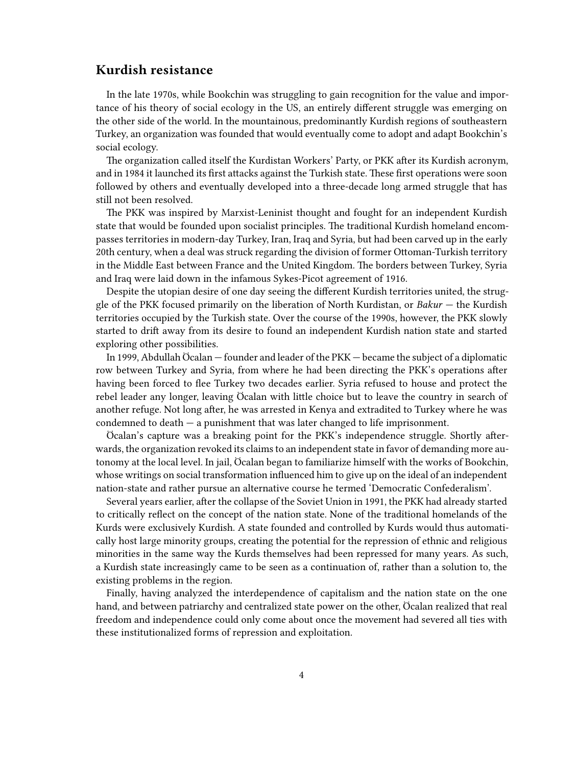## Kurdish resistance

In the late 1970s, while Bookchin was struggling to gain recognition for the value and importance of his theory of social ecology in the US, an entirely different struggle was emerging on the other side of the world. In the mountainous, predominantly Kurdish regions of southeastern Turkey, an organization was founded that would eventually come to adopt and adapt Bookchin's social ecology.

The organization called itself the Kurdistan Workers' Party, or PKK after its Kurdish acronym, and in 1984 it launched its first attacks against the Turkish state. These first operations were soon followed by others and eventually developed into a three-decade long armed struggle that has still not been resolved.

The PKK was inspired by Marxist-Leninist thought and fought for an independent Kurdish state that would be founded upon socialist principles. The traditional Kurdish homeland encompasses territories in modern-day Turkey, Iran, Iraq and Syria, but had been carved up in the early 20th century, when a deal was struck regarding the division of former Ottoman-Turkish territory in the Middle East between France and the United Kingdom. The borders between Turkey, Syria and Iraq were laid down in the infamous Sykes-Picot agreement of 1916.

Despite the utopian desire of one day seeing the different Kurdish territories united, the struggle of the PKK focused primarily on the liberation of North Kurdistan, or *Bakur* — the Kurdish territories occupied by the Turkish state. Over the course of the 1990s, however, the PKK slowly started to drift away from its desire to found an independent Kurdish nation state and started exploring other possibilities.

In 1999, Abdullah Öcalan — founder and leader of the PKK — became the subject of a diplomatic row between Turkey and Syria, from where he had been directing the PKK's operations after having been forced to flee Turkey two decades earlier. Syria refused to house and protect the rebel leader any longer, leaving Öcalan with little choice but to leave the country in search of another refuge. Not long after, he was arrested in Kenya and extradited to Turkey where he was condemned to death — a punishment that was later changed to life imprisonment.

Öcalan's capture was a breaking point for the PKK's independence struggle. Shortly afterwards, the organization revoked its claims to an independent state in favor of demanding more autonomy at the local level. In jail, Öcalan began to familiarize himself with the works of Bookchin, whose writings on social transformation influenced him to give up on the ideal of an independent nation-state and rather pursue an alternative course he termed 'Democratic Confederalism'.

Several years earlier, after the collapse of the Soviet Union in 1991, the PKK had already started to critically reflect on the concept of the nation state. None of the traditional homelands of the Kurds were exclusively Kurdish. A state founded and controlled by Kurds would thus automatically host large minority groups, creating the potential for the repression of ethnic and religious minorities in the same way the Kurds themselves had been repressed for many years. As such, a Kurdish state increasingly came to be seen as a continuation of, rather than a solution to, the existing problems in the region.

Finally, having analyzed the interdependence of capitalism and the nation state on the one hand, and between patriarchy and centralized state power on the other, Öcalan realized that real freedom and independence could only come about once the movement had severed all ties with these institutionalized forms of repression and exploitation.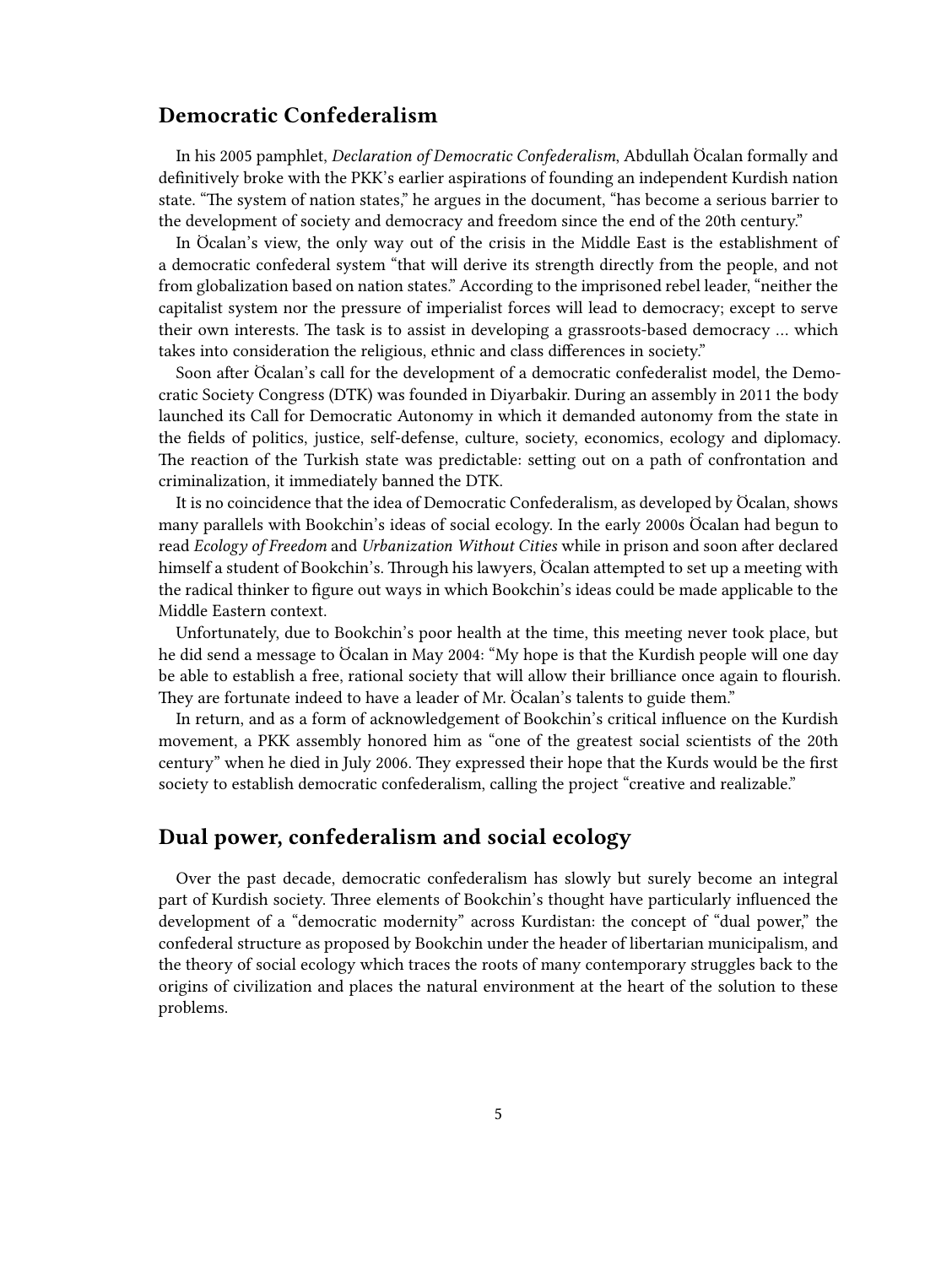## Democratic Confederalism

In his 2005 pamphlet, *Declaration of Democratic Confederalism*, Abdullah Öcalan formally and definitively broke with the PKK's earlier aspirations of founding an independent Kurdish nation state. "The system of nation states," he argues in the document, "has become a serious barrier to the development of society and democracy and freedom since the end of the 20th century."

In Öcalan's view, the only way out of the crisis in the Middle East is the establishment of a democratic confederal system "that will derive its strength directly from the people, and not from globalization based on nation states." According to the imprisoned rebel leader, "neither the capitalist system nor the pressure of imperialist forces will lead to democracy; except to serve their own interests. The task is to assist in developing a grassroots-based democracy … which takes into consideration the religious, ethnic and class differences in society."

Soon after Öcalan's call for the development of a democratic confederalist model, the Democratic Society Congress (DTK) was founded in Diyarbakir. During an assembly in 2011 the body launched its Call for Democratic Autonomy in which it demanded autonomy from the state in the fields of politics, justice, self-defense, culture, society, economics, ecology and diplomacy. The reaction of the Turkish state was predictable: setting out on a path of confrontation and criminalization, it immediately banned the DTK.

It is no coincidence that the idea of Democratic Confederalism, as developed by Öcalan, shows many parallels with Bookchin's ideas of social ecology. In the early 2000s Öcalan had begun to read *Ecology of Freedom* and *Urbanization Without Cities* while in prison and soon after declared himself a student of Bookchin's. Through his lawyers, Öcalan attempted to set up a meeting with the radical thinker to figure out ways in which Bookchin's ideas could be made applicable to the Middle Eastern context.

Unfortunately, due to Bookchin's poor health at the time, this meeting never took place, but he did send a message to Öcalan in May 2004: "My hope is that the Kurdish people will one day be able to establish a free, rational society that will allow their brilliance once again to flourish. They are fortunate indeed to have a leader of Mr. Öcalan's talents to guide them."

In return, and as a form of acknowledgement of Bookchin's critical influence on the Kurdish movement, a PKK assembly honored him as "one of the greatest social scientists of the 20th century" when he died in July 2006. They expressed their hope that the Kurds would be the first society to establish democratic confederalism, calling the project "creative and realizable."

## Dual power, confederalism and social ecology

Over the past decade, democratic confederalism has slowly but surely become an integral part of Kurdish society. Three elements of Bookchin's thought have particularly influenced the development of a "democratic modernity" across Kurdistan: the concept of "dual power," the confederal structure as proposed by Bookchin under the header of libertarian municipalism, and the theory of social ecology which traces the roots of many contemporary struggles back to the origins of civilization and places the natural environment at the heart of the solution to these problems.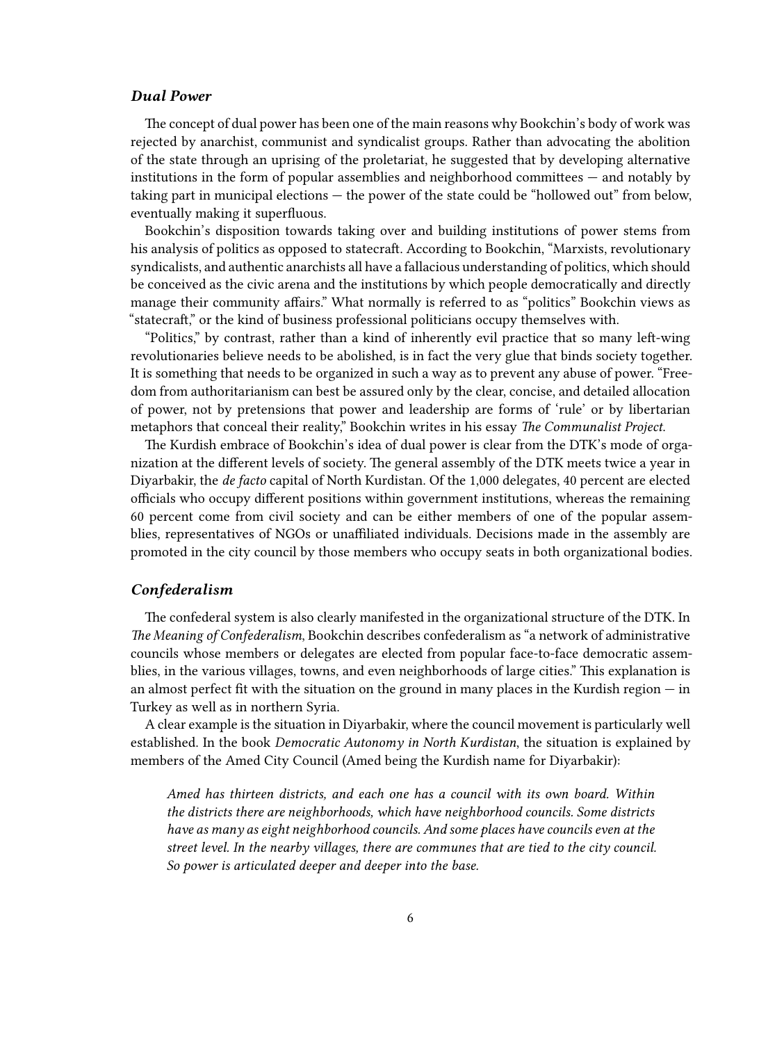### *Dual Power*

The concept of dual power has been one of the main reasons why Bookchin's body of work was rejected by anarchist, communist and syndicalist groups. Rather than advocating the abolition of the state through an uprising of the proletariat, he suggested that by developing alternative institutions in the form of popular assemblies and neighborhood committees — and notably by taking part in municipal elections — the power of the state could be "hollowed out" from below, eventually making it superfluous.

Bookchin's disposition towards taking over and building institutions of power stems from his analysis of politics as opposed to statecraft. According to Bookchin, "Marxists, revolutionary syndicalists, and authentic anarchists all have a fallacious understanding of politics, which should be conceived as the civic arena and the institutions by which people democratically and directly manage their community affairs." What normally is referred to as "politics" Bookchin views as "statecraft," or the kind of business professional politicians occupy themselves with.

"Politics," by contrast, rather than a kind of inherently evil practice that so many left-wing revolutionaries believe needs to be abolished, is in fact the very glue that binds society together. It is something that needs to be organized in such a way as to prevent any abuse of power. "Freedom from authoritarianism can best be assured only by the clear, concise, and detailed allocation of power, not by pretensions that power and leadership are forms of 'rule' or by libertarian metaphors that conceal their reality," Bookchin writes in his essay *The Communalist Project.*

The Kurdish embrace of Bookchin's idea of dual power is clear from the DTK's mode of organization at the different levels of society. The general assembly of the DTK meets twice a year in Diyarbakir, the *de facto* capital of North Kurdistan. Of the 1,000 delegates, 40 percent are elected officials who occupy different positions within government institutions, whereas the remaining 60 percent come from civil society and can be either members of one of the popular assemblies, representatives of NGOs or unaffiliated individuals. Decisions made in the assembly are promoted in the city council by those members who occupy seats in both organizational bodies.

### *Confederalism*

The confederal system is also clearly manifested in the organizational structure of the DTK. In *The Meaning of Confederalism*, Bookchin describes confederalism as "a network of administrative councils whose members or delegates are elected from popular face-to-face democratic assemblies, in the various villages, towns, and even neighborhoods of large cities." This explanation is an almost perfect fit with the situation on the ground in many places in the Kurdish region — in Turkey as well as in northern Syria.

A clear example is the situation in Diyarbakir, where the council movement is particularly well established. In the book *Democratic Autonomy in North Kurdistan*, the situation is explained by members of the Amed City Council (Amed being the Kurdish name for Diyarbakir):

> *Amed has thirteen districts, and each one has a council with its own board. Within the districts there are neighborhoods, which have neighborhood councils. Some districts have as many as eight neighborhood councils. And some places have councils even at the street level. In the nearby villages, there are communes that are tied to the city council. So power is articulated deeper and deeper into the base.*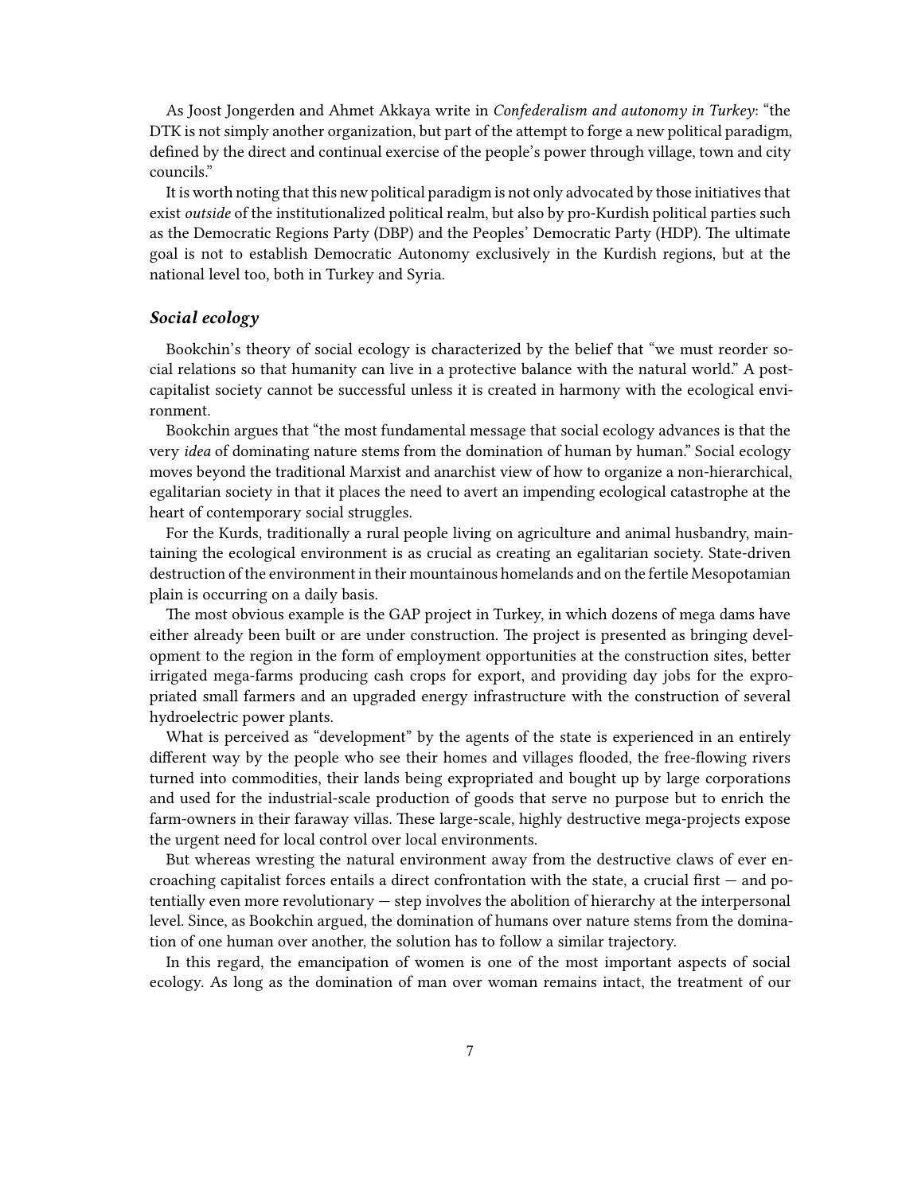As Joost Jongerden and Ahmet Akkaya write in *Confederalism and autonomy in Turkey*: "the DTK is not simply another organization, but part of the attempt to forge a new political paradigm, defined by the direct and continual exercise of the people's power through village, town and city councils."

It is worth noting that this new political paradigm is not only advocated by those initiatives that exist *outside* of the institutionalized political realm, but also by pro-Kurdish political parties such as the Democratic Regions Party (DBP) and the Peoples' Democratic Party (HDP). The ultimate goal is not to establish Democratic Autonomy exclusively in the Kurdish regions, but at the national level too, both in Turkey and Syria.

### *Social ecology*

Bookchin's theory of social ecology is characterized by the belief that "we must reorder social relations so that humanity can live in a protective balance with the natural world." A post-capitalist society cannot be successful unless it is created in harmony with the ecological environment.

Bookchin argues that "the most fundamental message that social ecology advances is that the very *idea* of dominating nature stems from the domination of human by human." Social ecology moves beyond the traditional Marxist and anarchist view of how to organize a non-hierarchical, egalitarian society in that it places the need to avert an impending ecological catastrophe at the heart of contemporary social struggles.

For the Kurds, traditionally a rural people living on agriculture and animal husbandry, maintaining the ecological environment is as crucial as creating an egalitarian society. State-driven destruction of the environment in their mountainous homelands and on the fertile Mesopotamian plain is occurring on a daily basis.

The most obvious example is the GAP project in Turkey, in which dozens of mega dams have either already been built or are under construction. The project is presented as bringing development to the region in the form of employment opportunities at the construction sites, better irrigated mega-farms producing cash crops for export, and providing day jobs for the expropriated small farmers and an upgraded energy infrastructure with the construction of several hydroelectric power plants.

What is perceived as "development" by the agents of the state is experienced in an entirely different way by the people who see their homes and villages flooded, the free-flowing rivers turned into commodities, their lands being expropriated and bought up by large corporations and used for the industrial-scale production of goods that serve no purpose but to enrich the farm-owners in their faraway villas. These large-scale, highly destructive mega-projects expose the urgent need for local control over local environments.

But whereas wresting the natural environment away from the destructive claws of ever encroaching capitalist forces entails a direct confrontation with the state, a crucial first — and potentially even more revolutionary — step involves the abolition of hierarchy at the interpersonal level. Since, as Bookchin argued, the domination of humans over nature stems from the domination of one human over another, the solution has to follow a similar trajectory.

In this regard, the emancipation of women is one of the most important aspects of social ecology. As long as the domination of man over woman remains intact, the treatment of our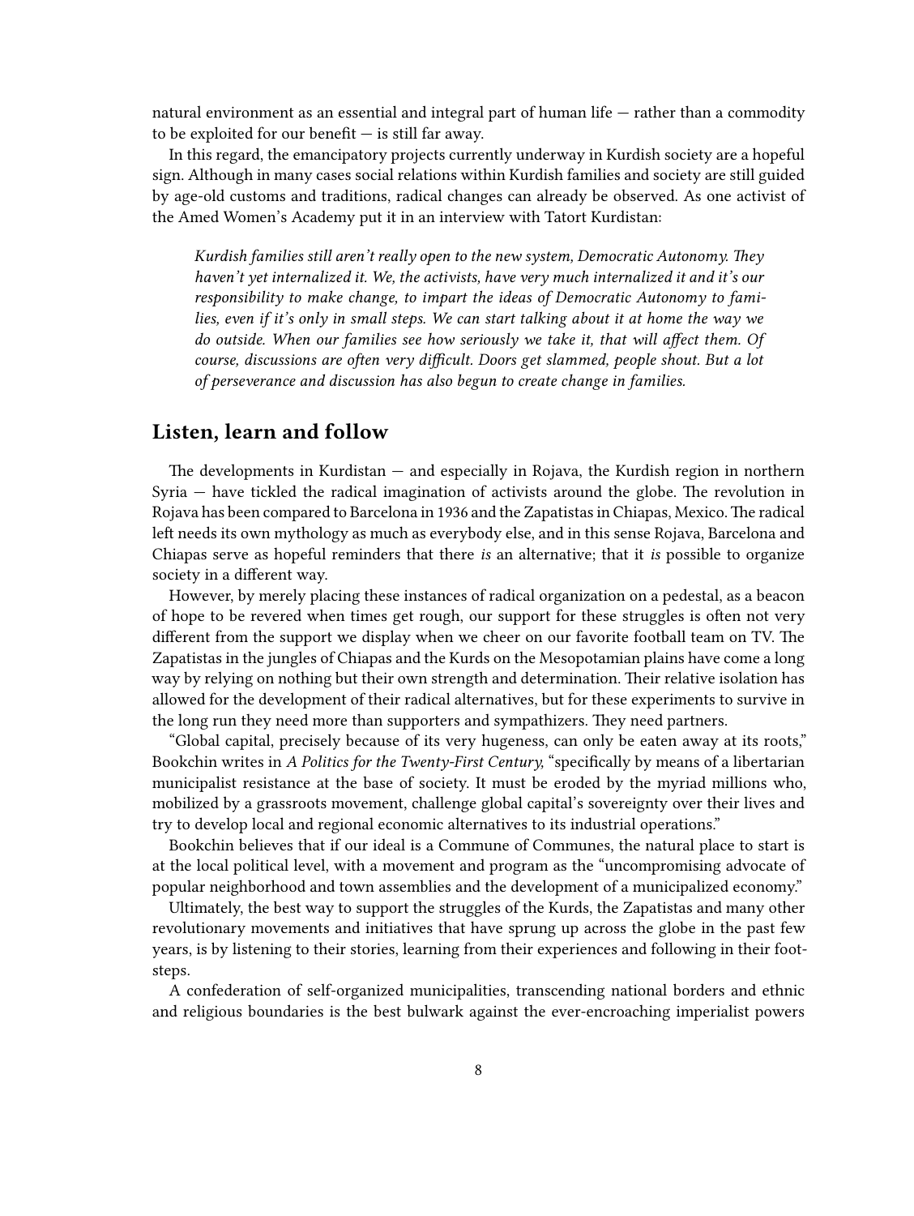natural environment as an essential and integral part of human life — rather than a commodity to be exploited for our benefit — is still far away.

In this regard, the emancipatory projects currently underway in Kurdish society are a hopeful sign. Although in many cases social relations within Kurdish families and society are still guided by age-old customs and traditions, radical changes can already be observed. As one activist of the Amed Women's Academy put it in an interview with Tatort Kurdistan:

> *Kurdish families still aren't really open to the new system, Democratic Autonomy. They haven't yet internalized it. We, the activists, have very much internalized it and it's our responsibility to make change, to impart the ideas of Democratic Autonomy to families, even if it's only in small steps. We can start talking about it at home the way we do outside. When our families see how seriously we take it, that will affect them. Of course, discussions are often very difficult. Doors get slammed, people shout. But a lot of perseverance and discussion has also begun to create change in families.*

## Listen, learn and follow

The developments in Kurdistan — and especially in Rojava, the Kurdish region in northern Syria — have tickled the radical imagination of activists around the globe. The revolution in Rojava has been compared to Barcelona in 1936 and the Zapatistas in Chiapas, Mexico. The radical left needs its own mythology as much as everybody else, and in this sense Rojava, Barcelona and Chiapas serve as hopeful reminders that there *is* an alternative; that it *is* possible to organize society in a different way.

However, by merely placing these instances of radical organization on a pedestal, as a beacon of hope to be revered when times get rough, our support for these struggles is often not very different from the support we display when we cheer on our favorite football team on TV. The Zapatistas in the jungles of Chiapas and the Kurds on the Mesopotamian plains have come a long way by relying on nothing but their own strength and determination. Their relative isolation has allowed for the development of their radical alternatives, but for these experiments to survive in the long run they need more than supporters and sympathizers. They need partners.

"Global capital, precisely because of its very hugeness, can only be eaten away at its roots," Bookchin writes in *A Politics for the Twenty-First Century,* "specifically by means of a libertarian municipalist resistance at the base of society. It must be eroded by the myriad millions who, mobilized by a grassroots movement, challenge global capital's sovereignty over their lives and try to develop local and regional economic alternatives to its industrial operations."

Bookchin believes that if our ideal is a Commune of Communes, the natural place to start is at the local political level, with a movement and program as the "uncompromising advocate of popular neighborhood and town assemblies and the development of a municipalized economy."

Ultimately, the best way to support the struggles of the Kurds, the Zapatistas and many other revolutionary movements and initiatives that have sprung up across the globe in the past few years, is by listening to their stories, learning from their experiences and following in their footsteps.

A confederation of self-organized municipalities, transcending national borders and ethnic and religious boundaries is the best bulwark against the ever-encroaching imperialist powers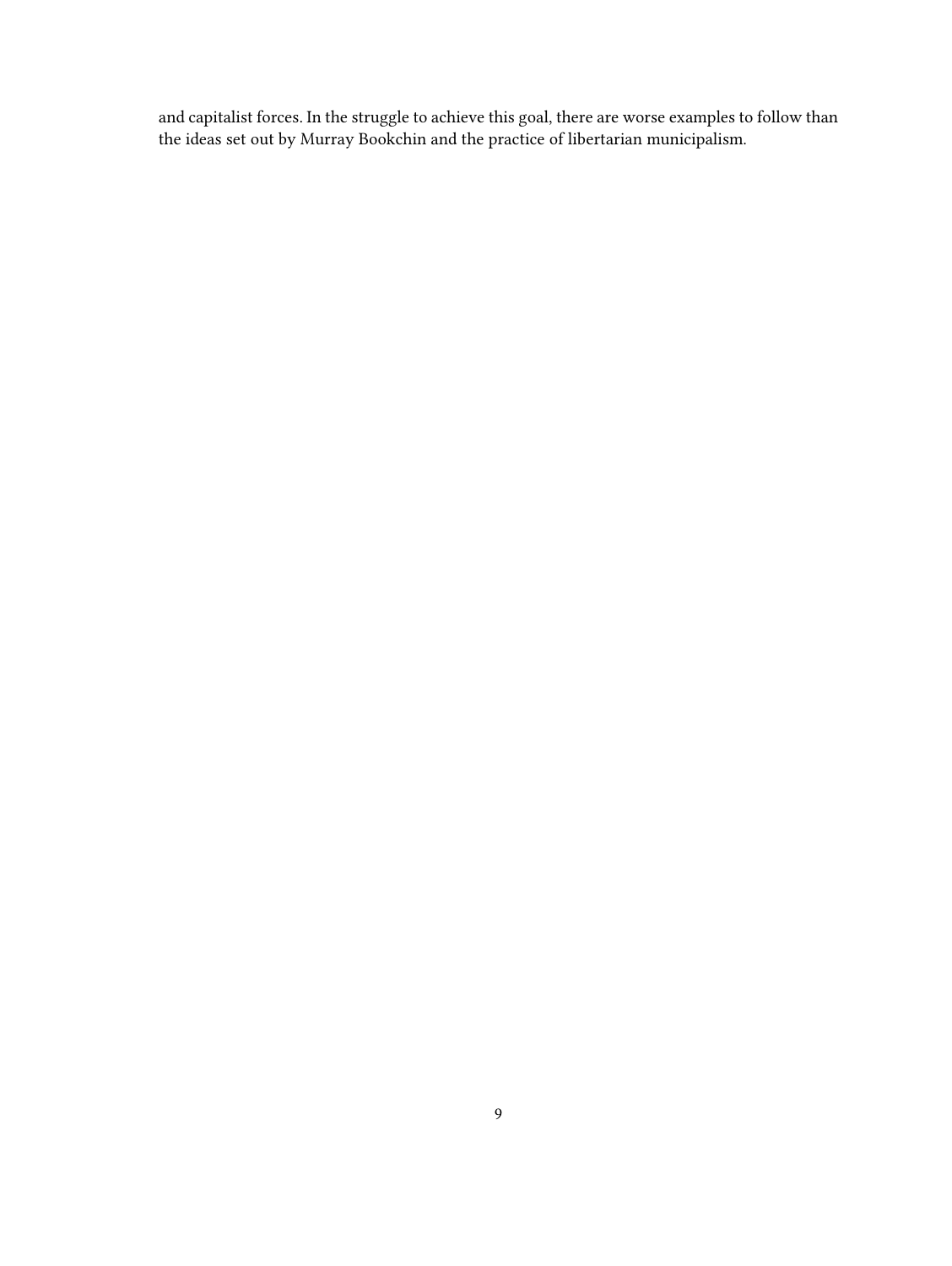and capitalist forces. In the struggle to achieve this goal, there are worse examples to follow than the ideas set out by Murray Bookchin and the practice of libertarian municipalism.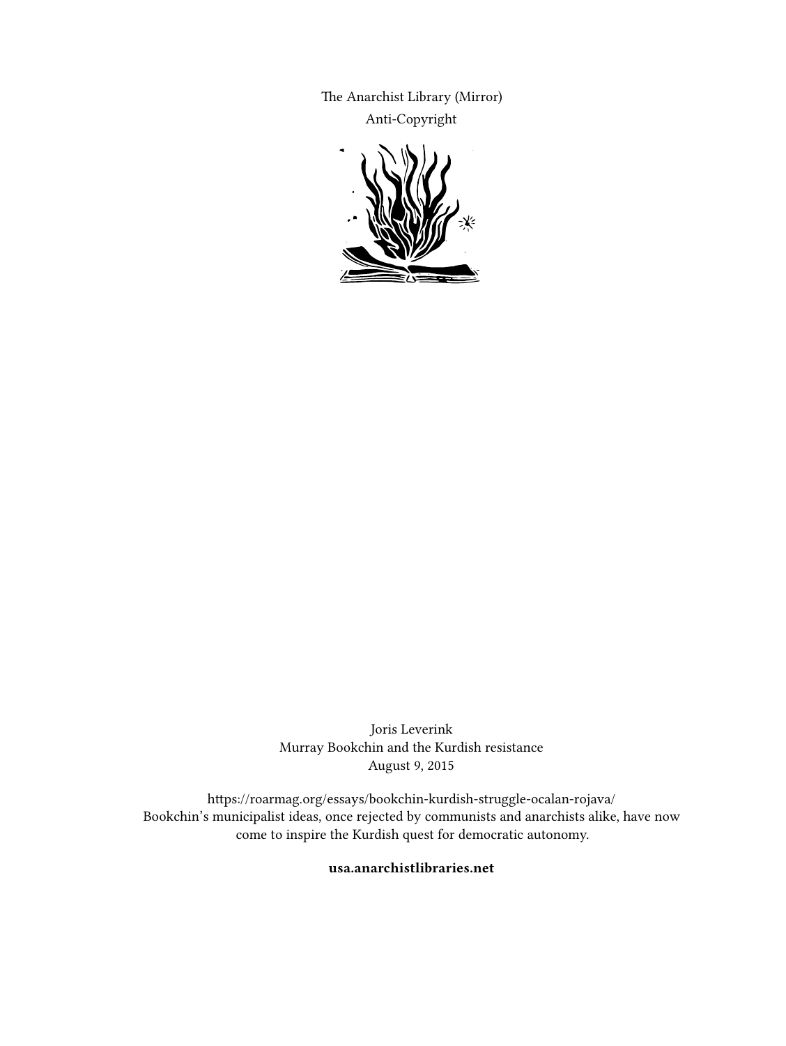The Anarchist Library (Mirror)
Anti-Copyright

Joris Leverink
Murray Bookchin and the Kurdish resistance
August 9, 2015

https://roarmag.org/essays/bookchin-kurdish-struggle-ocalan-rojava/
Bookchin's municipalist ideas, once rejected by communists and anarchists alike, have now come to inspire the Kurdish quest for democratic autonomy.

**usa.anarchistlibraries.net**